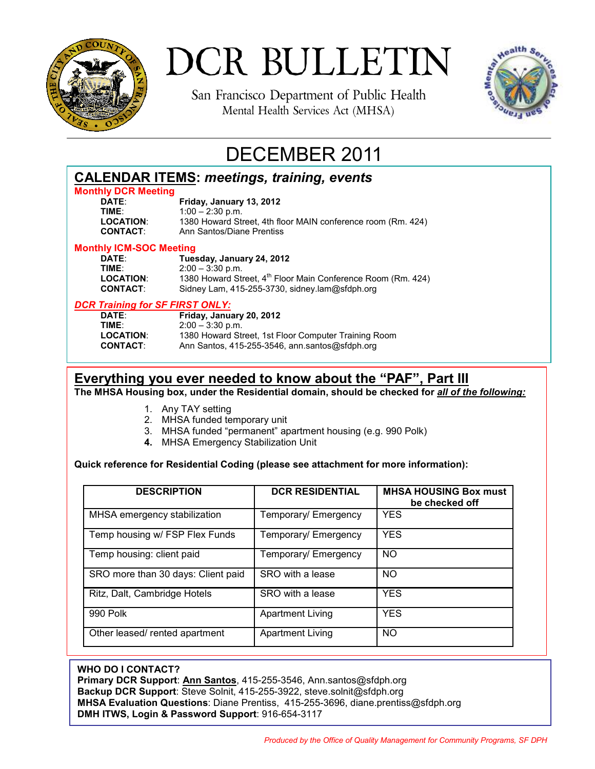# DCR BULLETIN

San Francisco Department of Public Health
Mental Health Services Act (MHSA)

# DECEMBER 2011

## CALENDAR ITEMS: *meetings, training, events*

**Monthly DCR Meeting**

**DATE**: **Friday, January 13, 2012**
**TIME**: 1:00 – 2:30 p.m.
**LOCATION**: 1380 Howard Street, 4th floor MAIN conference room (Rm. 424)
**CONTACT**: Ann Santos/Diane Prentiss

**Monthly ICM-SOC Meeting**

**DATE**: **Tuesday, January 24, 2012**
**TIME**: 2:00 – 3:30 p.m.
**LOCATION**: 1380 Howard Street, 4th Floor Main Conference Room (Rm. 424)
**CONTACT**: Sidney Lam, 415-255-3730, sidney.lam@sfdph.org

***DCR Training for SF FIRST ONLY:***

**DATE**: **Friday, January 20, 2012**
**TIME**: 2:00 – 3:30 p.m.
**LOCATION**: 1380 Howard Street, 1st Floor Computer Training Room
**CONTACT**: Ann Santos, 415-255-3546, ann.santos@sfdph.org

## Everything you ever needed to know about the "PAF", Part III

**The MHSA Housing box, under the Residential domain, should be checked for *all of the following:***

1. Any TAY setting
2. MHSA funded temporary unit
3. MHSA funded "permanent" apartment housing (e.g. 990 Polk)
4. MHSA Emergency Stabilization Unit

**Quick reference for Residential Coding (please see attachment for more information):**

| DESCRIPTION | DCR RESIDENTIAL | MHSA HOUSING Box must be checked off |
|---|---|---|
| MHSA emergency stabilization | Temporary/ Emergency | YES |
| Temp housing w/ FSP Flex Funds | Temporary/ Emergency | YES |
| Temp housing: client paid | Temporary/ Emergency | NO |
| SRO more than 30 days: Client paid | SRO with a lease | NO |
| Ritz, Dalt, Cambridge Hotels | SRO with a lease | YES |
| 990 Polk | Apartment Living | YES |
| Other leased/ rented apartment | Apartment Living | NO |

**WHO DO I CONTACT?**
**Primary DCR Support**: **Ann Santos**, 415-255-3546, Ann.santos@sfdph.org
**Backup DCR Support**: Steve Solnit, 415-255-3922, steve.solnit@sfdph.org
**MHSA Evaluation Questions**: Diane Prentiss, 415-255-3696, diane.prentiss@sfdph.org
**DMH ITWS, Login & Password Support**: 916-654-3117

*Produced by the Office of Quality Management for Community Programs, SF DPH*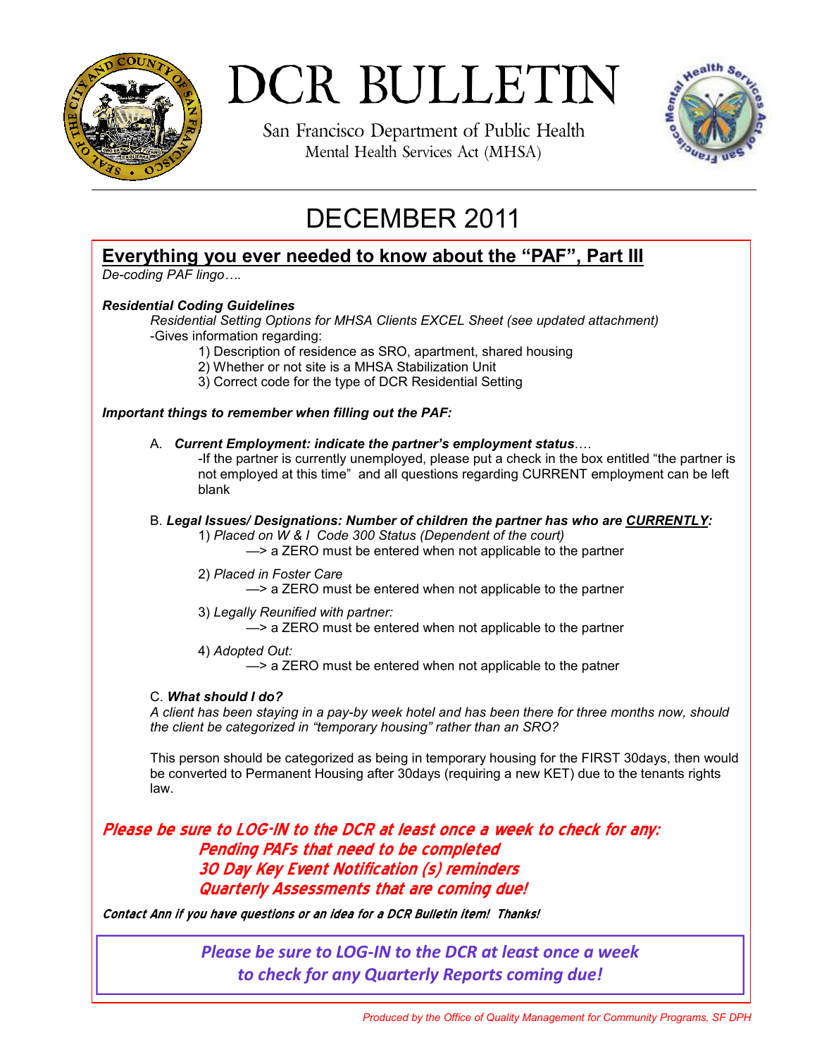# DCR BULLETIN

San Francisco Department of Public Health
Mental Health Services Act (MHSA)

## DECEMBER 2011

## Everything you ever needed to know about the "PAF", Part III

*De-coding PAF lingo….*

***Residential Coding Guidelines***

*Residential Setting Options for MHSA Clients EXCEL Sheet (see updated attachment)*

-Gives information regarding:

1) Description of residence as SRO, apartment, shared housing
2) Whether or not site is a MHSA Stabilization Unit
3) Correct code for the type of DCR Residential Setting

***Important things to remember when filling out the PAF:***

A. ***Current Employment: indicate the partner's employment status****….*

-If the partner is currently unemployed, please put a check in the box entitled "the partner is not employed at this time" and all questions regarding CURRENT employment can be left blank

B. ***Legal Issues/ Designations: Number of children the partner has who are CURRENTLY:***

1) *Placed on W & I Code 300 Status (Dependent of the court)*
—> a ZERO must be entered when not applicable to the partner

2) *Placed in Foster Care*
—> a ZERO must be entered when not applicable to the partner

3) *Legally Reunified with partner:*
—> a ZERO must be entered when not applicable to the partner

4) *Adopted Out:*
—> a ZERO must be entered when not applicable to the patner

C. ***What should I do?***

*A client has been staying in a pay-by week hotel and has been there for three months now, should the client be categorized in "temporary housing" rather than an SRO?*

This person should be categorized as being in temporary housing for the FIRST 30days, then would be converted to Permanent Housing after 30days (requiring a new KET) due to the tenants rights law.

***Please be sure to LOG-IN to the DCR at least once a week to check for any:***
***Pending PAFs that need to be completed***
***30 Day Key Event Notification (s) reminders***
***Quarterly Assessments that are coming due!***

***Contact Ann if you have questions or an idea for a DCR Bulletin item! Thanks!***

***Please be sure to LOG-IN to the DCR at least once a week to check for any Quarterly Reports coming due!***

*Produced by the Office of Quality Management for Community Programs, SF DPH*